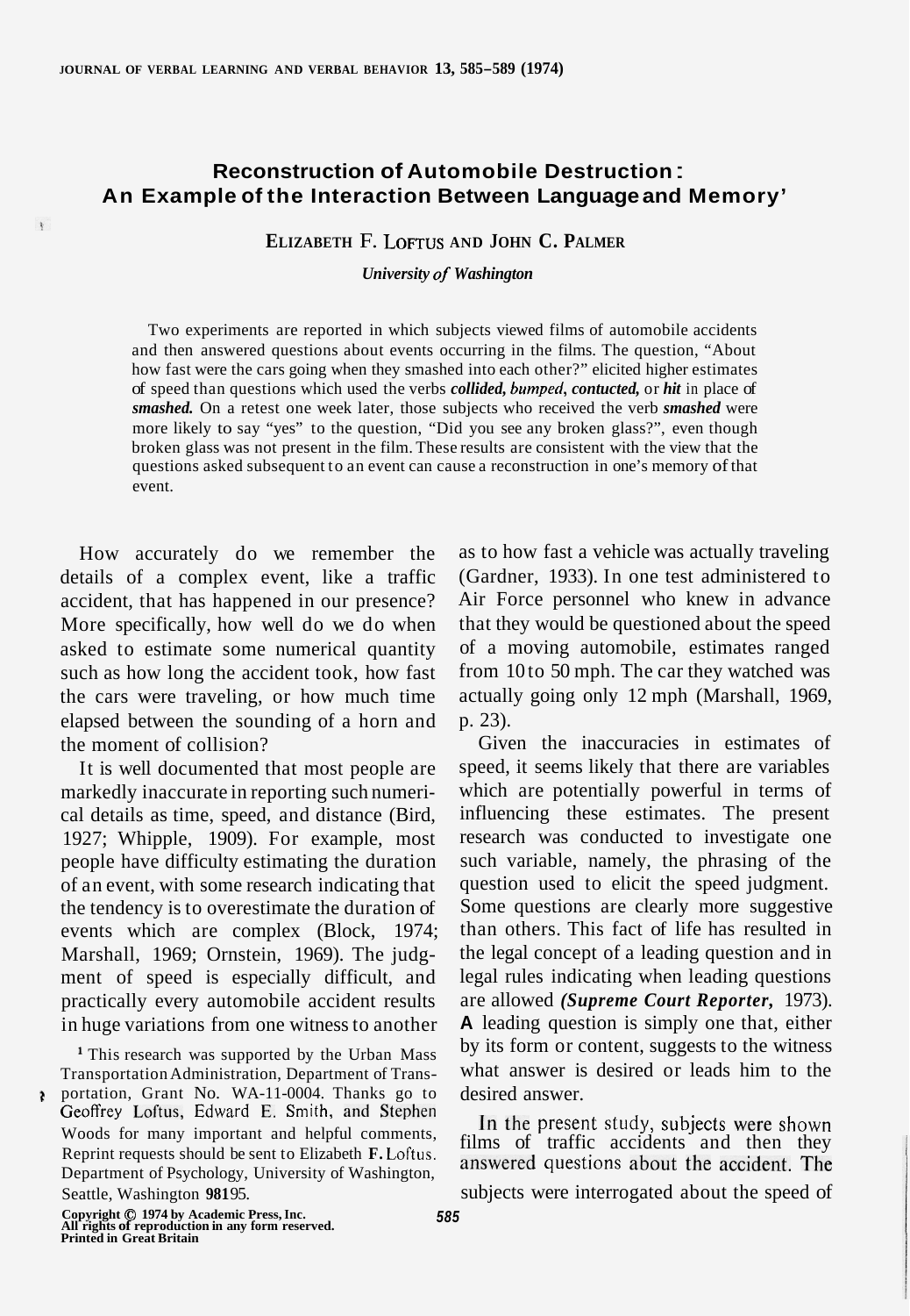# Reconstruction of Automobile Destruction: An Example of the Interaction Between Language and Memory[1]

**Elizabeth F. Loftus and John C. Palmer**

*University of Washington*

Two experiments are reported in which subjects viewed films of automobile accidents and then answered questions about events occurring in the films. The question, "About how fast were the cars going when they smashed into each other?" elicited higher estimates of speed than questions which used the verbs ***collided, bumped, contucted,*** or ***hit*** in place of ***smashed.*** On a retest one week later, those subjects who received the verb ***smashed*** were more likely to say "yes" to the question, "Did you see any broken glass?", even though broken glass was not present in the film. These results are consistent with the view that the questions asked subsequent to an event can cause a reconstruction in one's memory of that event.

How accurately do we remember the details of a complex event, like a traffic accident, that has happened in our presence? More specifically, how well do we do when asked to estimate some numerical quantity such as how long the accident took, how fast the cars were traveling, or how much time elapsed between the sounding of a horn and the moment of collision?

It is well documented that most people are markedly inaccurate in reporting such numerical details as time, speed, and distance (Bird, 1927; Whipple, 1909). For example, most people have difficulty estimating the duration of an event, with some research indicating that the tendency is to overestimate the duration of events which are complex (Block, 1974; Marshall, 1969; Ornstein, 1969). The judgment of speed is especially difficult, and practically every automobile accident results in huge variations from one witness to another as to how fast a vehicle was actually traveling (Gardner, 1933). In one test administered to Air Force personnel who knew in advance that they would be questioned about the speed of a moving automobile, estimates ranged from 10 to 50 mph. The car they watched was actually going only 12 mph (Marshall, 1969, p. 23).

Given the inaccuracies in estimates of speed, it seems likely that there are variables which are potentially powerful in terms of influencing these estimates. The present research was conducted to investigate one such variable, namely, the phrasing of the question used to elicit the speed judgment. Some questions are clearly more suggestive than others. This fact of life has resulted in the legal concept of a leading question and in legal rules indicating when leading questions are allowed ***(Supreme Court Reporter,*** 1973). A leading question is simply one that, either by its form or content, suggests to the witness what answer is desired or leads him to the desired answer.

In the present study, subjects were shown films of traffic accidents and then they answered questions about the accident. The subjects were interrogated about the speed of

[1] This research was supported by the Urban Mass Transportation Administration, Department of Transportation, Grant No. WA-11-0004. Thanks go to Geoffrey Loftus, Edward E. Smith, and Stephen Woods for many important and helpful comments. Reprint requests should be sent to Elizabeth F. Loftus. Department of Psychology, University of Washington, Seattle, Washington 98195.

Copyright © 1974 by Academic Press, Inc.
All rights of reproduction in any form reserved.
Printed in Great Britain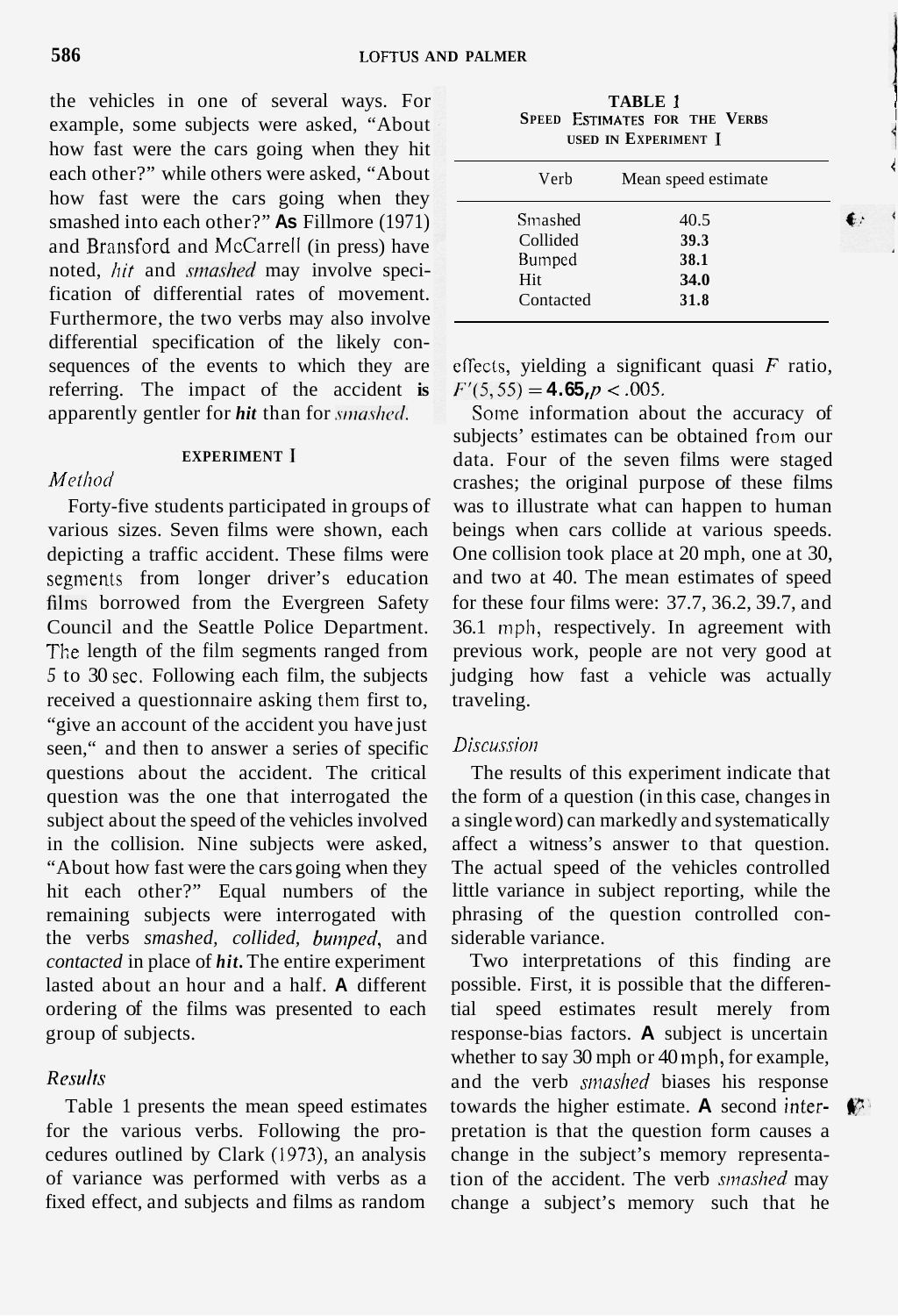the vehicles in one of several ways. For example, some subjects were asked, "About how fast were the cars going when they hit each other?" while others were asked, "About how fast were the cars going when they smashed into each other?" As Fillmore (1971) and Bransford and McCarrell (in press) have noted, *hit* and *smashed* may involve specification of differential rates of movement. Furthermore, the two verbs may also involve differential specification of the likely consequences of the events to which they are referring. The impact of the accident is apparently gentler for *hit* than for *smashed*.

## EXPERIMENT I

### *Method*

Forty-five students participated in groups of various sizes. Seven films were shown, each depicting a traffic accident. These films were segments from longer driver's education films borrowed from the Evergreen Safety Council and the Seattle Police Department. The length of the film segments ranged from 5 to 30 sec. Following each film, the subjects received a questionnaire asking them first to, "give an account of the accident you have just seen," and then to answer a series of specific questions about the accident. The critical question was the one that interrogated the subject about the speed of the vehicles involved in the collision. Nine subjects were asked, "About how fast were the cars going when they hit each other?" Equal numbers of the remaining subjects were interrogated with the verbs *smashed, collided, bumped*, and *contacted* in place of *hit*. The entire experiment lasted about an hour and a half. A different ordering of the films was presented to each group of subjects.

### *Results*

Table 1 presents the mean speed estimates for the various verbs. Following the procedures outlined by Clark (1973), an analysis of variance was performed with verbs as a fixed effect, and subjects and films as random effects, yielding a significant quasi $F$ ratio, $F'(5, 55) = 4.65, p < .005$.

**TABLE 1**
**SPEED ESTIMATES FOR THE VERBS USED IN EXPERIMENT I**

| Verb | Mean speed estimate |
|---|---|
| Smashed | 40.5 |
| Collided | 39.3 |
| Bumped | 38.1 |
| Hit | 34.0 |
| Contacted | 31.8 |

Some information about the accuracy of subjects' estimates can be obtained from our data. Four of the seven films were staged crashes; the original purpose of these films was to illustrate what can happen to human beings when cars collide at various speeds. One collision took place at 20 mph, one at 30, and two at 40. The mean estimates of speed for these four films were: 37.7, 36.2, 39.7, and 36.1 mph, respectively. In agreement with previous work, people are not very good at judging how fast a vehicle was actually traveling.

### *Discussion*

The results of this experiment indicate that the form of a question (in this case, changes in a single word) can markedly and systematically affect a witness's answer to that question. The actual speed of the vehicles controlled little variance in subject reporting, while the phrasing of the question controlled considerable variance.

Two interpretations of this finding are possible. First, it is possible that the differential speed estimates result merely from response-bias factors. A subject is uncertain whether to say 30 mph or 40 mph, for example, and the verb *smashed* biases his response towards the higher estimate. A second interpretation is that the question form causes a change in the subject's memory representation of the accident. The verb *smashed* may change a subject's memory such that he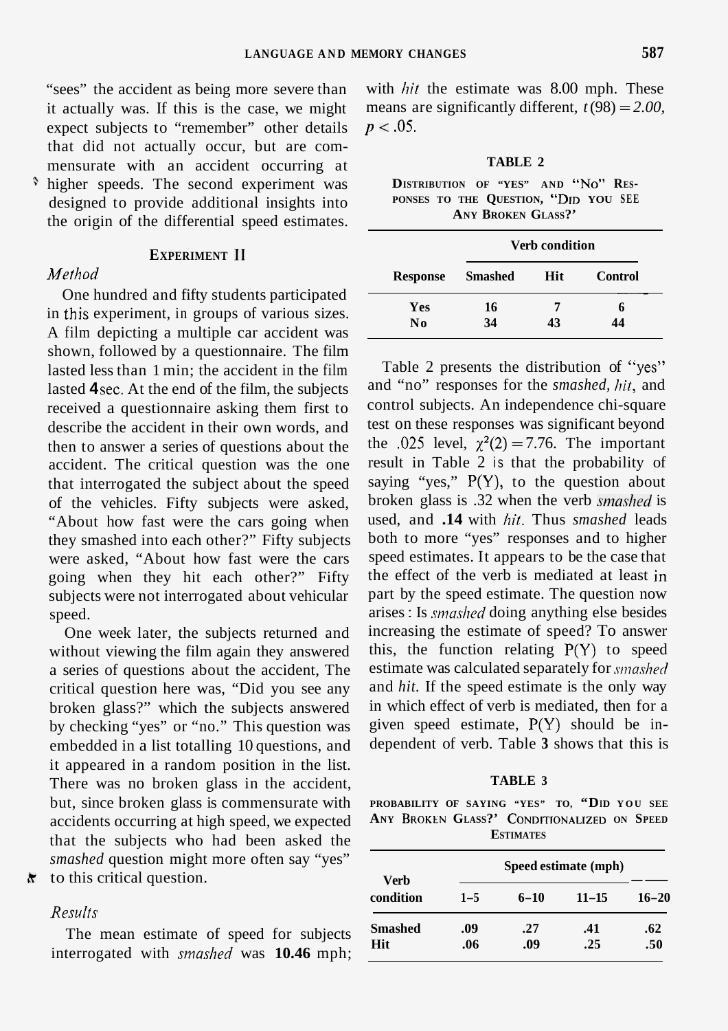"sees" the accident as being more severe than it actually was. If this is the case, we might expect subjects to "remember" other details that did not actually occur, but are commensurate with an accident occurring at higher speeds. The second experiment was designed to provide additional insights into the origin of the differential speed estimates.

## Experiment II

### *Method*

One hundred and fifty students participated in this experiment, in groups of various sizes. A film depicting a multiple car accident was shown, followed by a questionnaire. The film lasted less than 1 min; the accident in the film lasted **4** sec. At the end of the film, the subjects received a questionnaire asking them first to describe the accident in their own words, and then to answer a series of questions about the accident. The critical question was the one that interrogated the subject about the speed of the vehicles. Fifty subjects were asked, "About how fast were the cars going when they smashed into each other?" Fifty subjects were asked, "About how fast were the cars going when they hit each other?" Fifty subjects were not interrogated about vehicular speed.

One week later, the subjects returned and without viewing the film again they answered a series of questions about the accident, The critical question here was, "Did you see any broken glass?" which the subjects answered by checking "yes" or "no." This question was embedded in a list totalling 10 questions, and it appeared in a random position in the list. There was no broken glass in the accident, but, since broken glass is commensurate with accidents occurring at high speed, we expected that the subjects who had been asked the *smashed* question might more often say "yes" to this critical question.

### *Results*

The mean estimate of speed for subjects interrogated with *smashed* was **10.46** mph; with *hit* the estimate was 8.00 mph. These means are significantly different, $t(98) = 2.00$, $p < .05$.

**TABLE 2**

Distribution of "Yes" and "No" Responses to the Question, "Did You See Any Broken Glass?"

| | Verb condition | | |
|---|---|---|---|
| Response | Smashed | Hit | Control |
| Yes | 16 | 7 | 6 |
| No | 34 | 43 | 44 |

Table 2 presents the distribution of "yes" and "no" responses for the *smashed*, *hit*, and control subjects. An independence chi-square test on these responses was significant beyond the .025 level, $\chi^2(2) = 7.76$. The important result in Table 2 is that the probability of saying "yes," P(Y), to the question about broken glass is .32 when the verb *smashed* is used, and **.14** with *hit*. Thus *smashed* leads both to more "yes" responses and to higher speed estimates. It appears to be the case that the effect of the verb is mediated at least in part by the speed estimate. The question now arises: Is *smashed* doing anything else besides increasing the estimate of speed? To answer this, the function relating P(Y) to speed estimate was calculated separately for *smashed* and *hit*. If the speed estimate is the only way in which effect of verb is mediated, then for a given speed estimate, P(Y) should be independent of verb. Table **3** shows that this is

**TABLE 3**

Probability of Saying "Yes" to, "Did You See Any Broken Glass?" Conditionalized on Speed Estimates

| Verb condition | Speed estimate (mph) | | | |
|---|---|---|---|---|
| | 1–5 | 6–10 | 11–15 | 16–20 |
| Smashed | .09 | .27 | .41 | .62 |
| Hit | .06 | .09 | .25 | .50 |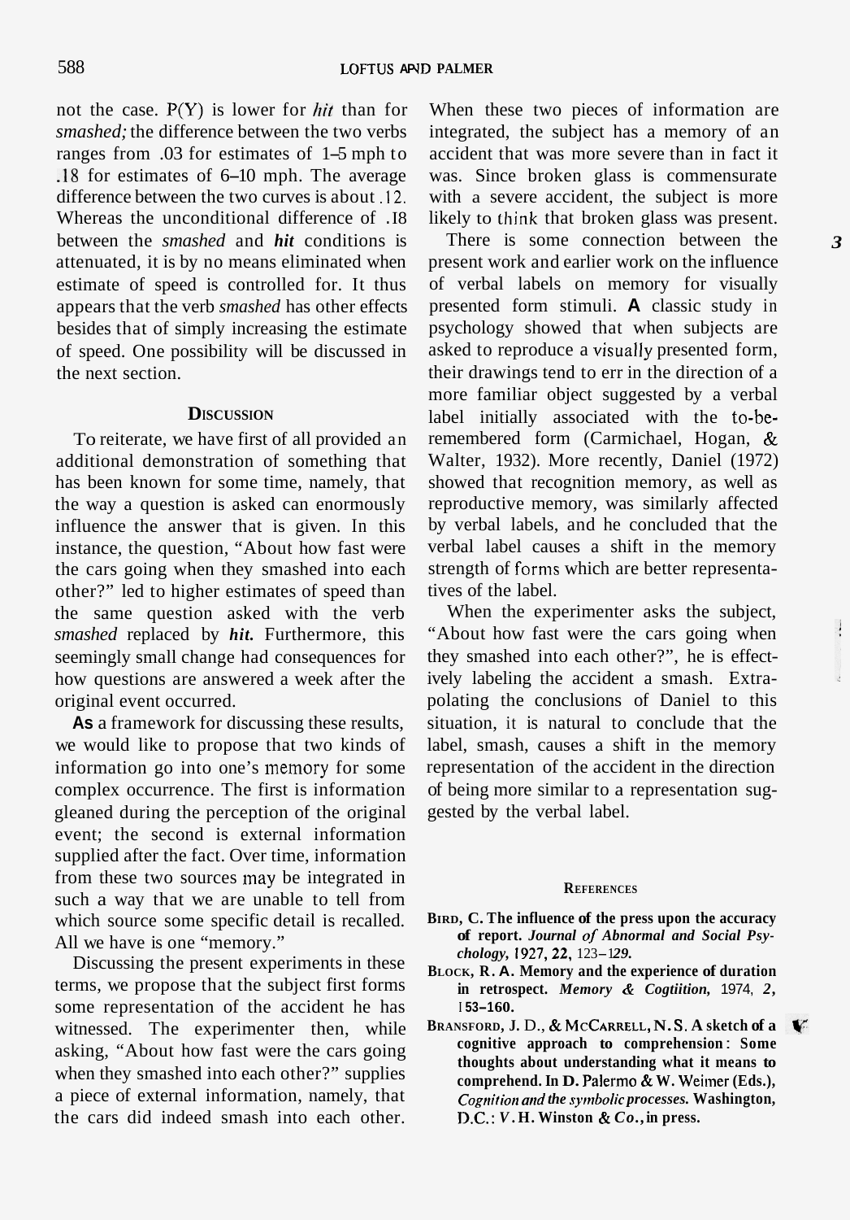not the case. P(Y) is lower for *hit* than for *smashed;* the difference between the two verbs ranges from .03 for estimates of 1–5 mph to .18 for estimates of 6–10 mph. The average difference between the two curves is about .12. Whereas the unconditional difference of .18 between the *smashed* and ***hit*** conditions is attenuated, it is by no means eliminated when estimate of speed is controlled for. It thus appears that the verb *smashed* has other effects besides that of simply increasing the estimate of speed. One possibility will be discussed in the next section.

## Discussion

To reiterate, we have first of all provided an additional demonstration of something that has been known for some time, namely, that the way a question is asked can enormously influence the answer that is given. In this instance, the question, "About how fast were the cars going when they smashed into each other?" led to higher estimates of speed than the same question asked with the verb *smashed* replaced by ***hit.*** Furthermore, this seemingly small change had consequences for how questions are answered a week after the original event occurred.

As a framework for discussing these results, we would like to propose that two kinds of information go into one's memory for some complex occurrence. The first is information gleaned during the perception of the original event; the second is external information supplied after the fact. Over time, information from these two sources may be integrated in such a way that we are unable to tell from which source some specific detail is recalled. All we have is one "memory."

Discussing the present experiments in these terms, we propose that the subject first forms some representation of the accident he has witnessed. The experimenter then, while asking, "About how fast were the cars going when they smashed into each other?" supplies a piece of external information, namely, that the cars did indeed smash into each other. When these two pieces of information are integrated, the subject has a memory of an accident that was more severe than in fact it was. Since broken glass is commensurate with a severe accident, the subject is more likely to think that broken glass was present.

There is some connection between the present work and earlier work on the influence of verbal labels on memory for visually presented form stimuli. A classic study in psychology showed that when subjects are asked to reproduce a visually presented form, their drawings tend to err in the direction of a more familiar object suggested by a verbal label initially associated with the to-be-remembered form (Carmichael, Hogan, & Walter, 1932). More recently, Daniel (1972) showed that recognition memory, as well as reproductive memory, was similarly affected by verbal labels, and he concluded that the verbal label causes a shift in the memory strength of forms which are better representatives of the label.

When the experimenter asks the subject, "About how fast were the cars going when they smashed into each other?", he is effectively labeling the accident a smash. Extrapolating the conclusions of Daniel to this situation, it is natural to conclude that the label, smash, causes a shift in the memory representation of the accident in the direction of being more similar to a representation suggested by the verbal label.

## References

**Bird, C. The influence of the press upon the accuracy of report.** ***Journal of Abnormal and Social Psychology,*** **1927, 22, 123–129.**

**Block, R. A. Memory and the experience of duration in retrospect.** ***Memory & Cognition,*** **1974, 2, 153–160.**

**Bransford, J. D., & McCarrell, N. S. A sketch of a cognitive approach to comprehension: Some thoughts about understanding what it means to comprehend. In D. Palermo & W. Weimer (Eds.),** ***Cognition and the symbolic processes.*** **Washington, D.C.: V. H. Winston & Co., in press.**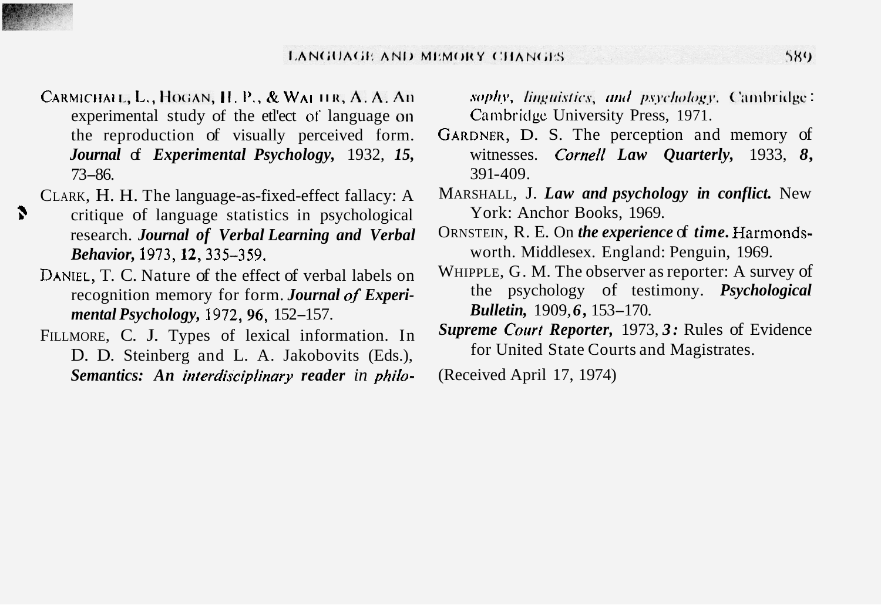CARMICHAEL, L., HOGAN, H. P., & WALTER, A. A. An experimental study of the effect of language on the reproduction of visually perceived form. ***Journal of Experimental Psychology,*** 1932, ***15,*** 73–86.

CLARK, H. H. The language-as-fixed-effect fallacy: A critique of language statistics in psychological research. ***Journal of Verbal Learning and Verbal Behavior,*** 1973, **12**, 335–359.

DANIEL, T. C. Nature of the effect of verbal labels on recognition memory for form. ***Journal of Experimental Psychology,*** 1972, **96**, 152–157.

FILLMORE, C. J. Types of lexical information. In D. D. Steinberg and L. A. Jakobovits (Eds.), ***Semantics: An interdisciplinary reader** in **philosophy, linguistics, and psychology.*** Cambridge: Cambridge University Press, 1971.

GARDNER, D. S. The perception and memory of witnesses. ***Cornell Law Quarterly,*** 1933, ***8,*** 391-409.

MARSHALL, J. ***Law and psychology in conflict.*** New York: Anchor Books, 1969.

ORNSTEIN, R. E. On ***the experience of time.*** Harmondsworth. Middlesex. England: Penguin, 1969.

WHIPPLE, G. M. The observer as reporter: A survey of the psychology of testimony. ***Psychological Bulletin,*** 1909, ***6*,** 153–170.

***Supreme Court Reporter,*** 1973, ***3*:** Rules of Evidence for United State Courts and Magistrates.

(Received April 17, 1974)